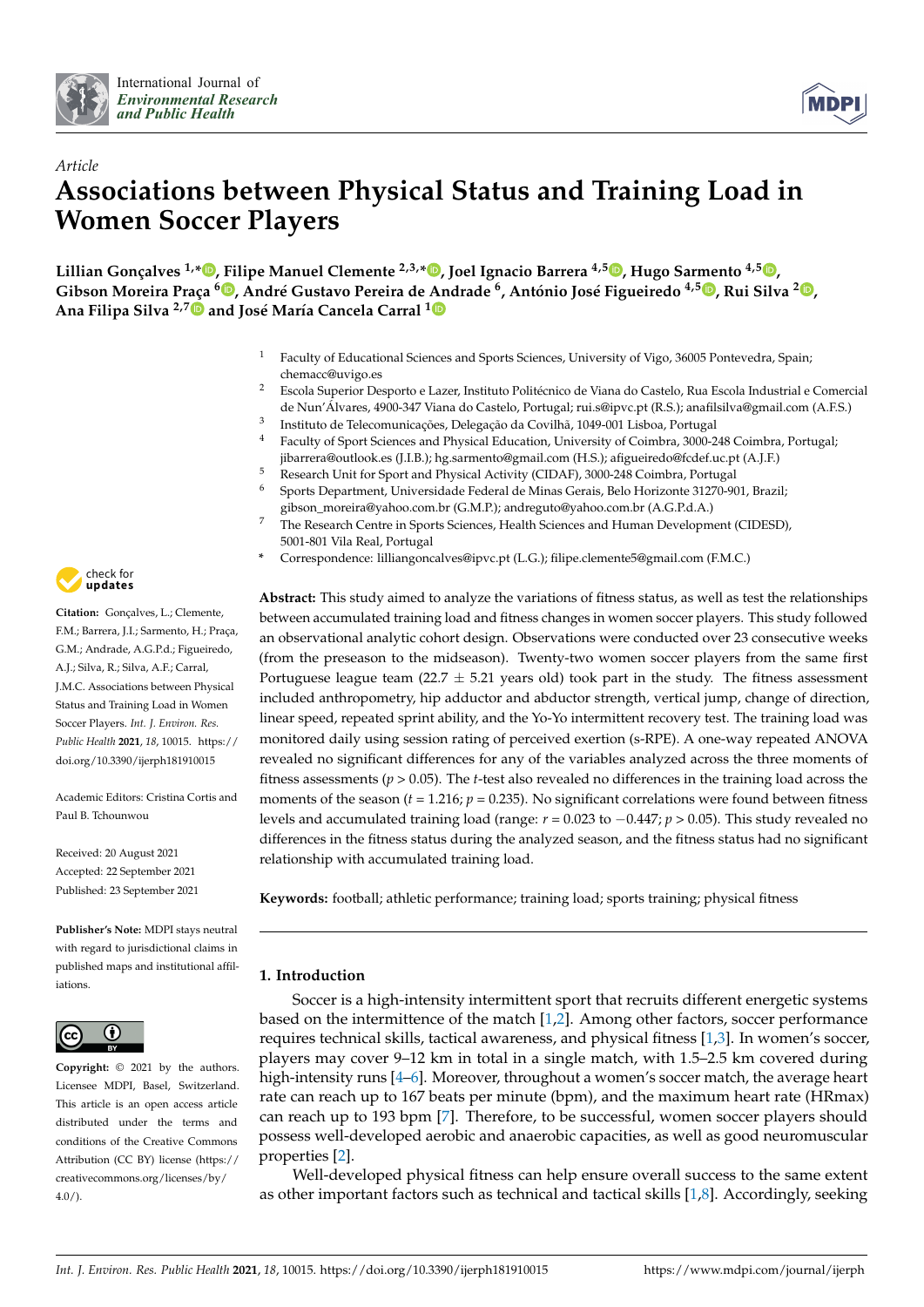*Article*

# Associations between Physical Status and Training Load in Women Soccer Players

**Lillian Gonçalves [1,*], Filipe Manuel Clemente [2,3,*], Joel Ignacio Barrera [4,5], Hugo Sarmento [4,5], Gibson Moreira Praça [6], André Gustavo Pereira de Andrade [6], António José Figueiredo [4,5], Rui Silva [2], Ana Filipa Silva [2,7] and José María Cancela Carral [1]**

[1] Faculty of Educational Sciences and Sports Sciences, University of Vigo, 36005 Pontevedra, Spain; chemacc@uvigo.es
[2] Escola Superior Desporto e Lazer, Instituto Politécnico de Viana do Castelo, Rua Escola Industrial e Comercial de Nun'Álvares, 4900-347 Viana do Castelo, Portugal; rui.s@ipvc.pt (R.S.); anafilsilva@gmail.com (A.F.S.)
[3] Instituto de Telecomunicações, Delegação da Covilhã, 1049-001 Lisboa, Portugal
[4] Faculty of Sport Sciences and Physical Education, University of Coimbra, 3000-248 Coimbra, Portugal; jibarrera@outlook.es (J.I.B.); hg.sarmento@gmail.com (H.S.); afigueiredo@fcdef.uc.pt (A.J.F.)
[5] Research Unit for Sport and Physical Activity (CIDAF), 3000-248 Coimbra, Portugal
[6] Sports Department, Universidade Federal de Minas Gerais, Belo Horizonte 31270-901, Brazil; gibson_moreira@yahoo.com.br (G.M.P.); andreguto@yahoo.com.br (A.G.P.d.A.)
[7] The Research Centre in Sports Sciences, Health Sciences and Human Development (CIDESD), 5001-801 Vila Real, Portugal
* Correspondence: lilliangoncalves@ipvc.pt (L.G.); filipe.clemente5@gmail.com (F.M.C.)

**Citation:** Gonçalves, L.; Clemente, F.M.; Barrera, J.I.; Sarmento, H.; Praça, G.M.; Andrade, A.G.P.d.; Figueiredo, A.J.; Silva, R.; Silva, A.F.; Carral, J.M.C. Associations between Physical Status and Training Load in Women Soccer Players. *Int. J. Environ. Res. Public Health* **2021**, *18*, 10015. https://doi.org/10.3390/ijerph181910015

Academic Editors: Cristina Cortis and Paul B. Tchounwou

Received: 20 August 2021
Accepted: 22 September 2021
Published: 23 September 2021

**Publisher's Note:** MDPI stays neutral with regard to jurisdictional claims in published maps and institutional affiliations.

**Copyright:** © 2021 by the authors. Licensee MDPI, Basel, Switzerland. This article is an open access article distributed under the terms and conditions of the Creative Commons Attribution (CC BY) license (https://creativecommons.org/licenses/by/4.0/).

**Abstract:** This study aimed to analyze the variations of fitness status, as well as test the relationships between accumulated training load and fitness changes in women soccer players. This study followed an observational analytic cohort design. Observations were conducted over 23 consecutive weeks (from the preseason to the midseason). Twenty-two women soccer players from the same first Portuguese league team (22.7 ± 5.21 years old) took part in the study. The fitness assessment included anthropometry, hip adductor and abductor strength, vertical jump, change of direction, linear speed, repeated sprint ability, and the Yo-Yo intermittent recovery test. The training load was monitored daily using session rating of perceived exertion (s-RPE). A one-way repeated ANOVA revealed no significant differences for any of the variables analyzed across the three moments of fitness assessments ($p > 0.05$). The *t*-test also revealed no differences in the training load across the moments of the season ($t = 1.216$; $p = 0.235$). No significant correlations were found between fitness levels and accumulated training load (range: $r = 0.023$ to $-0.447$; $p > 0.05$). This study revealed no differences in the fitness status during the analyzed season, and the fitness status had no significant relationship with accumulated training load.

**Keywords:** football; athletic performance; training load; sports training; physical fitness

## 1. Introduction

Soccer is a high-intensity intermittent sport that recruits different energetic systems based on the intermittence of the match [1,2]. Among other factors, soccer performance requires technical skills, tactical awareness, and physical fitness [1,3]. In women's soccer, players may cover 9–12 km in total in a single match, with 1.5–2.5 km covered during high-intensity runs [4–6]. Moreover, throughout a women's soccer match, the average heart rate can reach up to 167 beats per minute (bpm), and the maximum heart rate (HRmax) can reach up to 193 bpm [7]. Therefore, to be successful, women soccer players should possess well-developed aerobic and anaerobic capacities, as well as good neuromuscular properties [2].

Well-developed physical fitness can help ensure overall success to the same extent as other important factors such as technical and tactical skills [1,8]. Accordingly, seeking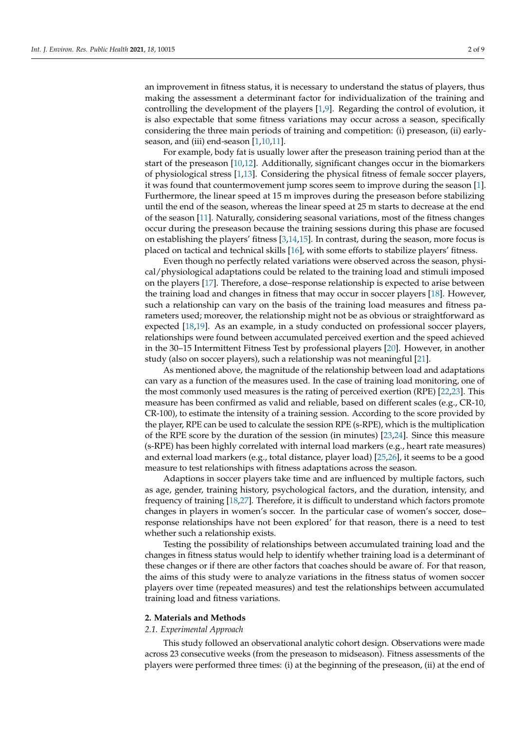an improvement in fitness status, it is necessary to understand the status of players, thus making the assessment a determinant factor for individualization of the training and controlling the development of the players [1,9]. Regarding the control of evolution, it is also expectable that some fitness variations may occur across a season, specifically considering the three main periods of training and competition: (i) preseason, (ii) early-season, and (iii) end-season [1,10,11].

For example, body fat is usually lower after the preseason training period than at the start of the preseason [10,12]. Additionally, significant changes occur in the biomarkers of physiological stress [1,13]. Considering the physical fitness of female soccer players, it was found that countermovement jump scores seem to improve during the season [1]. Furthermore, the linear speed at 15 m improves during the preseason before stabilizing until the end of the season, whereas the linear speed at 25 m starts to decrease at the end of the season [11]. Naturally, considering seasonal variations, most of the fitness changes occur during the preseason because the training sessions during this phase are focused on establishing the players' fitness [3,14,15]. In contrast, during the season, more focus is placed on tactical and technical skills [16], with some efforts to stabilize players' fitness.

Even though no perfectly related variations were observed across the season, physical/physiological adaptations could be related to the training load and stimuli imposed on the players [17]. Therefore, a dose–response relationship is expected to arise between the training load and changes in fitness that may occur in soccer players [18]. However, such a relationship can vary on the basis of the training load measures and fitness parameters used; moreover, the relationship might not be as obvious or straightforward as expected [18,19]. As an example, in a study conducted on professional soccer players, relationships were found between accumulated perceived exertion and the speed achieved in the 30–15 Intermittent Fitness Test by professional players [20]. However, in another study (also on soccer players), such a relationship was not meaningful [21].

As mentioned above, the magnitude of the relationship between load and adaptations can vary as a function of the measures used. In the case of training load monitoring, one of the most commonly used measures is the rating of perceived exertion (RPE) [22,23]. This measure has been confirmed as valid and reliable, based on different scales (e.g., CR-10, CR-100), to estimate the intensity of a training session. According to the score provided by the player, RPE can be used to calculate the session RPE (s-RPE), which is the multiplication of the RPE score by the duration of the session (in minutes) [23,24]. Since this measure (s-RPE) has been highly correlated with internal load markers (e.g., heart rate measures) and external load markers (e.g., total distance, player load) [25,26], it seems to be a good measure to test relationships with fitness adaptations across the season.

Adaptions in soccer players take time and are influenced by multiple factors, such as age, gender, training history, psychological factors, and the duration, intensity, and frequency of training [18,27]. Therefore, it is difficult to understand which factors promote changes in players in women's soccer. In the particular case of women's soccer, dose–response relationships have not been explored' for that reason, there is a need to test whether such a relationship exists.

Testing the possibility of relationships between accumulated training load and the changes in fitness status would help to identify whether training load is a determinant of these changes or if there are other factors that coaches should be aware of. For that reason, the aims of this study were to analyze variations in the fitness status of women soccer players over time (repeated measures) and test the relationships between accumulated training load and fitness variations.

## 2. Materials and Methods

### *2.1. Experimental Approach*

This study followed an observational analytic cohort design. Observations were made across 23 consecutive weeks (from the preseason to midseason). Fitness assessments of the players were performed three times: (i) at the beginning of the preseason, (ii) at the end of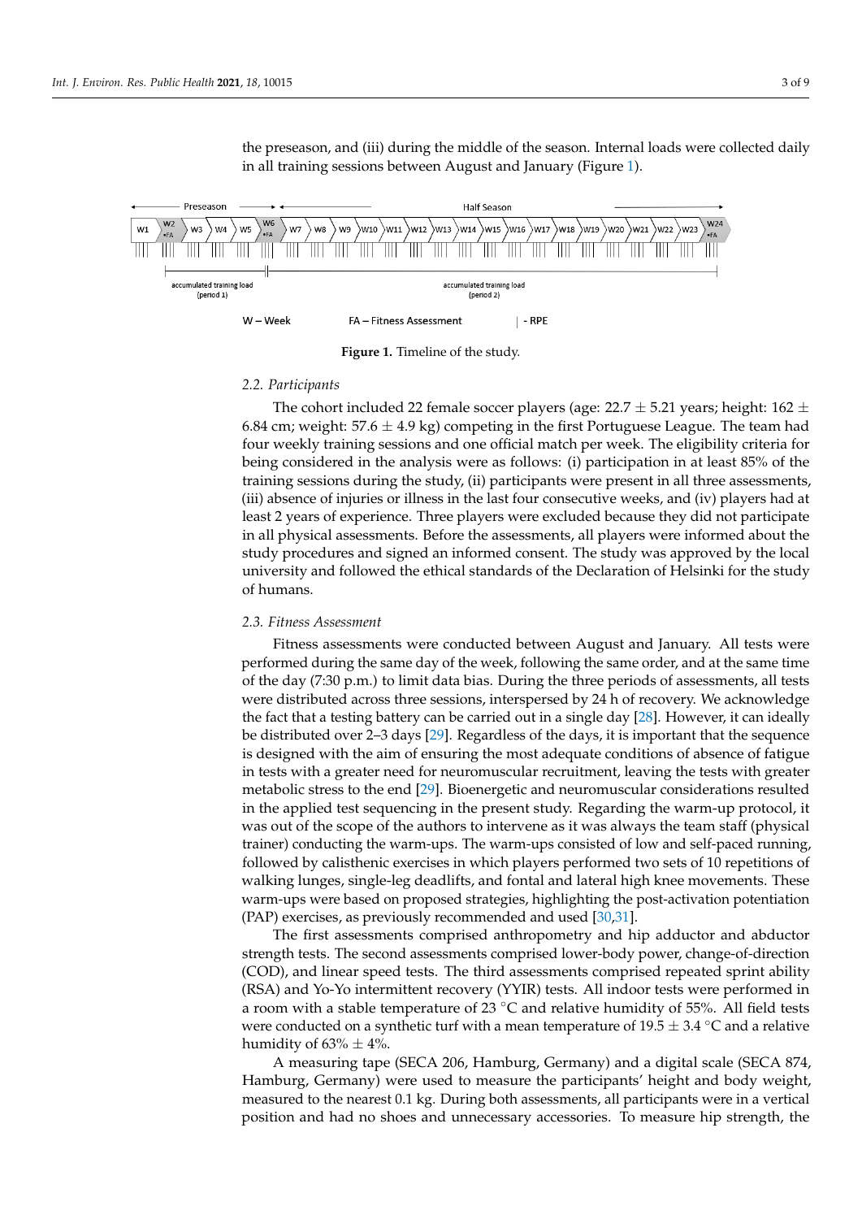the preseason, and (iii) during the middle of the season. Internal loads were collected daily in all training sessions between August and January (Figure 1).

**Figure 1.** Timeline of the study.

### 2.2. Participants

The cohort included 22 female soccer players (age: 22.7 ± 5.21 years; height: 162 ± 6.84 cm; weight: 57.6 ± 4.9 kg) competing in the first Portuguese League. The team had four weekly training sessions and one official match per week. The eligibility criteria for being considered in the analysis were as follows: (i) participation in at least 85% of the training sessions during the study, (ii) participants were present in all three assessments, (iii) absence of injuries or illness in the last four consecutive weeks, and (iv) players had at least 2 years of experience. Three players were excluded because they did not participate in all physical assessments. Before the assessments, all players were informed about the study procedures and signed an informed consent. The study was approved by the local university and followed the ethical standards of the Declaration of Helsinki for the study of humans.

### 2.3. Fitness Assessment

Fitness assessments were conducted between August and January. All tests were performed during the same day of the week, following the same order, and at the same time of the day (7:30 p.m.) to limit data bias. During the three periods of assessments, all tests were distributed across three sessions, interspersed by 24 h of recovery. We acknowledge the fact that a testing battery can be carried out in a single day [28]. However, it can ideally be distributed over 2–3 days [29]. Regardless of the days, it is important that the sequence is designed with the aim of ensuring the most adequate conditions of absence of fatigue in tests with a greater need for neuromuscular recruitment, leaving the tests with greater metabolic stress to the end [29]. Bioenergetic and neuromuscular considerations resulted in the applied test sequencing in the present study. Regarding the warm-up protocol, it was out of the scope of the authors to intervene as it was always the team staff (physical trainer) conducting the warm-ups. The warm-ups consisted of low and self-paced running, followed by calisthenic exercises in which players performed two sets of 10 repetitions of walking lunges, single-leg deadlifts, and fontal and lateral high knee movements. These warm-ups were based on proposed strategies, highlighting the post-activation potentiation (PAP) exercises, as previously recommended and used [30,31].

The first assessments comprised anthropometry and hip adductor and abductor strength tests. The second assessments comprised lower-body power, change-of-direction (COD), and linear speed tests. The third assessments comprised repeated sprint ability (RSA) and Yo-Yo intermittent recovery (YYIR) tests. All indoor tests were performed in a room with a stable temperature of 23 °C and relative humidity of 55%. All field tests were conducted on a synthetic turf with a mean temperature of 19.5 ± 3.4 °C and a relative humidity of 63% ± 4%.

A measuring tape (SECA 206, Hamburg, Germany) and a digital scale (SECA 874, Hamburg, Germany) were used to measure the participants' height and body weight, measured to the nearest 0.1 kg. During both assessments, all participants were in a vertical position and had no shoes and unnecessary accessories. To measure hip strength, the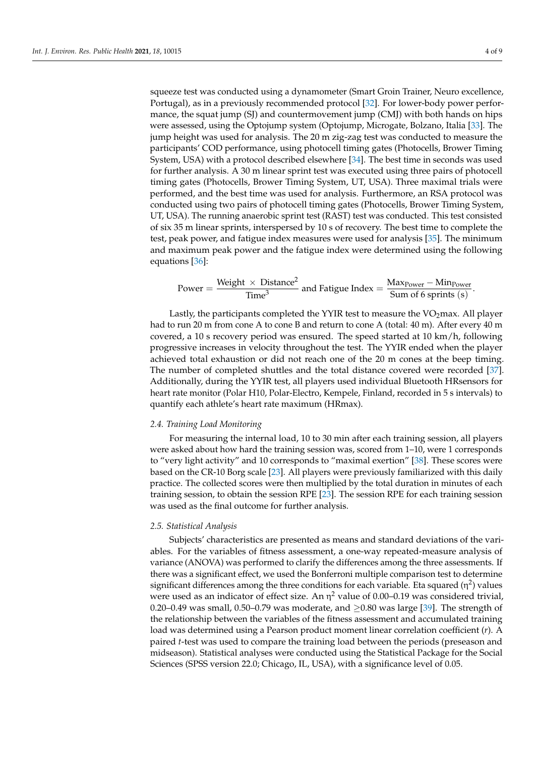squeeze test was conducted using a dynamometer (Smart Groin Trainer, Neuro excellence, Portugal), as in a previously recommended protocol [32]. For lower-body power performance, the squat jump (SJ) and countermovement jump (CMJ) with both hands on hips were assessed, using the Optojump system (Optojump, Microgate, Bolzano, Italia [33]. The jump height was used for analysis. The 20 m zig-zag test was conducted to measure the participants' COD performance, using photocell timing gates (Photocells, Brower Timing System, USA) with a protocol described elsewhere [34]. The best time in seconds was used for further analysis. A 30 m linear sprint test was executed using three pairs of photocell timing gates (Photocells, Brower Timing System, UT, USA). Three maximal trials were performed, and the best time was used for analysis. Furthermore, an RSA protocol was conducted using two pairs of photocell timing gates (Photocells, Brower Timing System, UT, USA). The running anaerobic sprint test (RAST) test was conducted. This test consisted of six 35 m linear sprints, interspersed by 10 s of recovery. The best time to complete the test, peak power, and fatigue index measures were used for analysis [35]. The minimum and maximum peak power and the fatigue index were determined using the following equations [36]:

$$\text{Power} = \frac{\text{Weight} \times \text{Distance}^2}{\text{Time}^3} \text{ and Fatigue Index} = \frac{\text{Max}_{\text{Power}} - \text{Min}_{\text{Power}}}{\text{Sum of 6 sprints (s)}}.$$

Lastly, the participants completed the YYIR test to measure the $VO_2$max. All player had to run 20 m from cone A to cone B and return to cone A (total: 40 m). After every 40 m covered, a 10 s recovery period was ensured. The speed started at 10 km/h, following progressive increases in velocity throughout the test. The YYIR ended when the player achieved total exhaustion or did not reach one of the 20 m cones at the beep timing. The number of completed shuttles and the total distance covered were recorded [37]. Additionally, during the YYIR test, all players used individual Bluetooth HRsensors for heart rate monitor (Polar H10, Polar-Electro, Kempele, Finland, recorded in 5 s intervals) to quantify each athlete's heart rate maximum (HRmax).

### *2.4. Training Load Monitoring*

For measuring the internal load, 10 to 30 min after each training session, all players were asked about how hard the training session was, scored from 1–10, were 1 corresponds to "very light activity" and 10 corresponds to "maximal exertion" [38]. These scores were based on the CR-10 Borg scale [23]. All players were previously familiarized with this daily practice. The collected scores were then multiplied by the total duration in minutes of each training session, to obtain the session RPE [23]. The session RPE for each training session was used as the final outcome for further analysis.

### *2.5. Statistical Analysis*

Subjects' characteristics are presented as means and standard deviations of the variables. For the variables of fitness assessment, a one-way repeated-measure analysis of variance (ANOVA) was performed to clarify the differences among the three assessments. If there was a significant effect, we used the Bonferroni multiple comparison test to determine significant differences among the three conditions for each variable. Eta squared ($\eta^2$) values were used as an indicator of effect size. An $\eta^2$ value of 0.00–0.19 was considered trivial, 0.20–0.49 was small, 0.50–0.79 was moderate, and $\geq$0.80 was large [39]. The strength of the relationship between the variables of the fitness assessment and accumulated training load was determined using a Pearson product moment linear correlation coefficient ($r$). A paired $t$-test was used to compare the training load between the periods (preseason and midseason). Statistical analyses were conducted using the Statistical Package for the Social Sciences (SPSS version 22.0; Chicago, IL, USA), with a significance level of 0.05.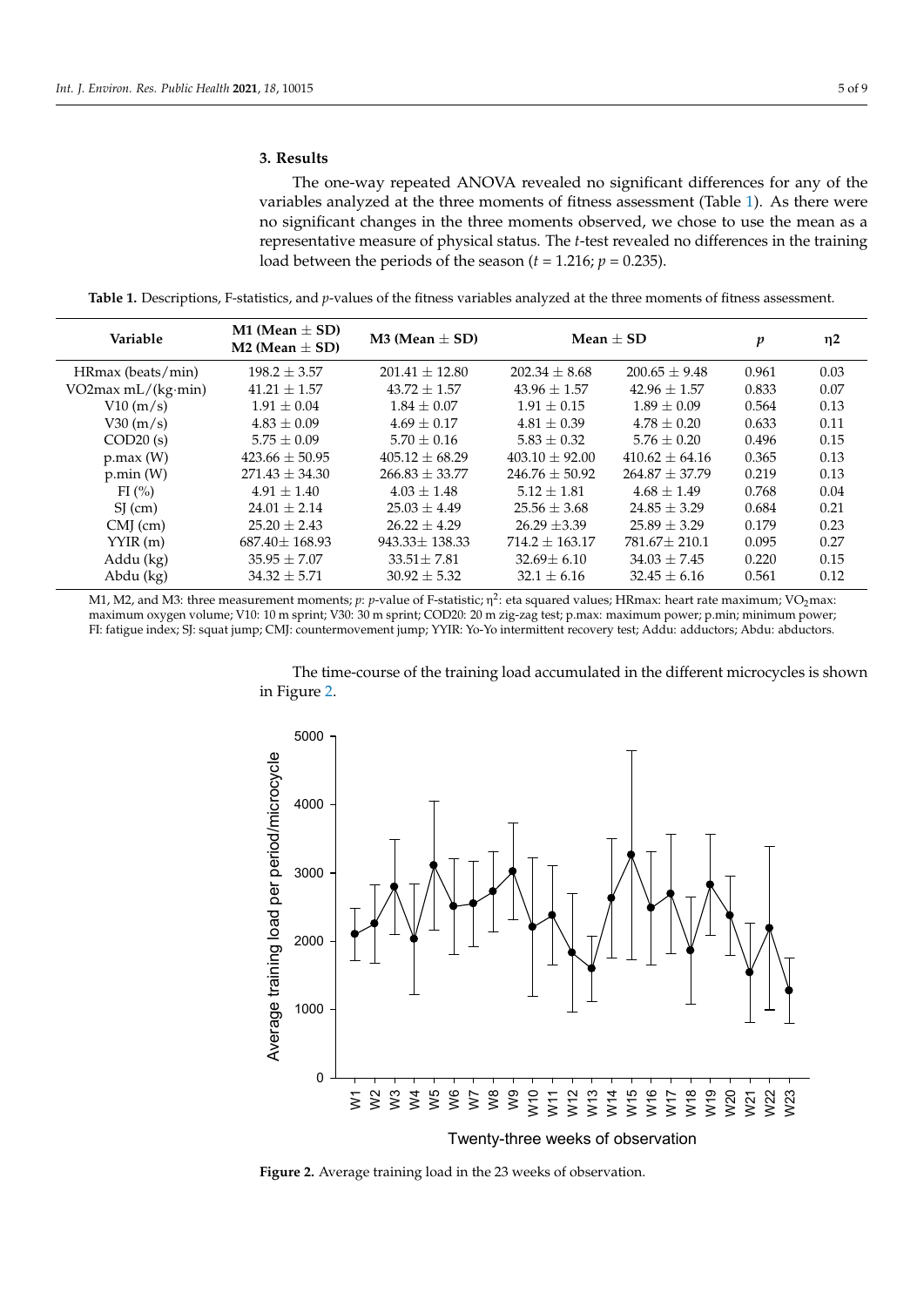## 3. Results

The one-way repeated ANOVA revealed no significant differences for any of the variables analyzed at the three moments of fitness assessment (Table 1). As there were no significant changes in the three moments observed, we chose to use the mean as a representative measure of physical status. The *t*-test revealed no differences in the training load between the periods of the season ($t = 1.216$; $p = 0.235$).

**Table 1.** Descriptions, F-statistics, and *p*-values of the fitness variables analyzed at the three moments of fitness assessment.

| Variable | M1 (Mean ± SD) M2 (Mean ± SD) | M3 (Mean ± SD) | Mean ± SD | | *p* | η2 |
|---|---|---|---|---|---|---|
| HRmax (beats/min) | 198.2 ± 3.57 | 201.41 ± 12.80 | 202.34 ± 8.68 | 200.65 ± 9.48 | 0.961 | 0.03 |
| VO2max mL/(kg·min) | 41.21 ± 1.57 | 43.72 ± 1.57 | 43.96 ± 1.57 | 42.96 ± 1.57 | 0.833 | 0.07 |
| V10 (m/s) | 1.91 ± 0.04 | 1.84 ± 0.07 | 1.91 ± 0.15 | 1.89 ± 0.09 | 0.564 | 0.13 |
| V30 (m/s) | 4.83 ± 0.09 | 4.69 ± 0.17 | 4.81 ± 0.39 | 4.78 ± 0.20 | 0.633 | 0.11 |
| COD20 (s) | 5.75 ± 0.09 | 5.70 ± 0.16 | 5.83 ± 0.32 | 5.76 ± 0.20 | 0.496 | 0.15 |
| p.max (W) | 423.66 ± 50.95 | 405.12 ± 68.29 | 403.10 ± 92.00 | 410.62 ± 64.16 | 0.365 | 0.13 |
| p.min (W) | 271.43 ± 34.30 | 266.83 ± 33.77 | 246.76 ± 50.92 | 264.87 ± 37.79 | 0.219 | 0.13 |
| FI (%) | 4.91 ± 1.40 | 4.03 ± 1.48 | 5.12 ± 1.81 | 4.68 ± 1.49 | 0.768 | 0.04 |
| SJ (cm) | 24.01 ± 2.14 | 25.03 ± 4.49 | 25.56 ± 3.68 | 24.85 ± 3.29 | 0.684 | 0.21 |
| CMJ (cm) | 25.20 ± 2.43 | 26.22 ± 4.29 | 26.29 ±3.39 | 25.89 ± 3.29 | 0.179 | 0.23 |
| YYIR (m) | 687.40± 168.93 | 943.33± 138.33 | 714.2 ± 163.17 | 781.67± 210.1 | 0.095 | 0.27 |
| Addu (kg) | 35.95 ± 7.07 | 33.51± 7.81 | 32.69± 6.10 | 34.03 ± 7.45 | 0.220 | 0.15 |
| Abdu (kg) | 34.32 ± 5.71 | 30.92 ± 5.32 | 32.1 ± 6.16 | 32.45 ± 6.16 | 0.561 | 0.12 |

M1, M2, and M3: three measurement moments; *p*: *p*-value of F-statistic; $\eta^2$: eta squared values; HRmax: heart rate maximum; $VO_2$max: maximum oxygen volume; V10: 10 m sprint; V30: 30 m sprint; COD20: 20 m zig-zag test; p.max: maximum power; p.min; minimum power; FI: fatigue index; SJ: squat jump; CMJ: countermovement jump; YYIR: Yo-Yo intermittent recovery test; Addu: adductors; Abdu: abductors.

The time-course of the training load accumulated in the different microcycles is shown in Figure 2.

**Figure 2.** Average training load in the 23 weeks of observation.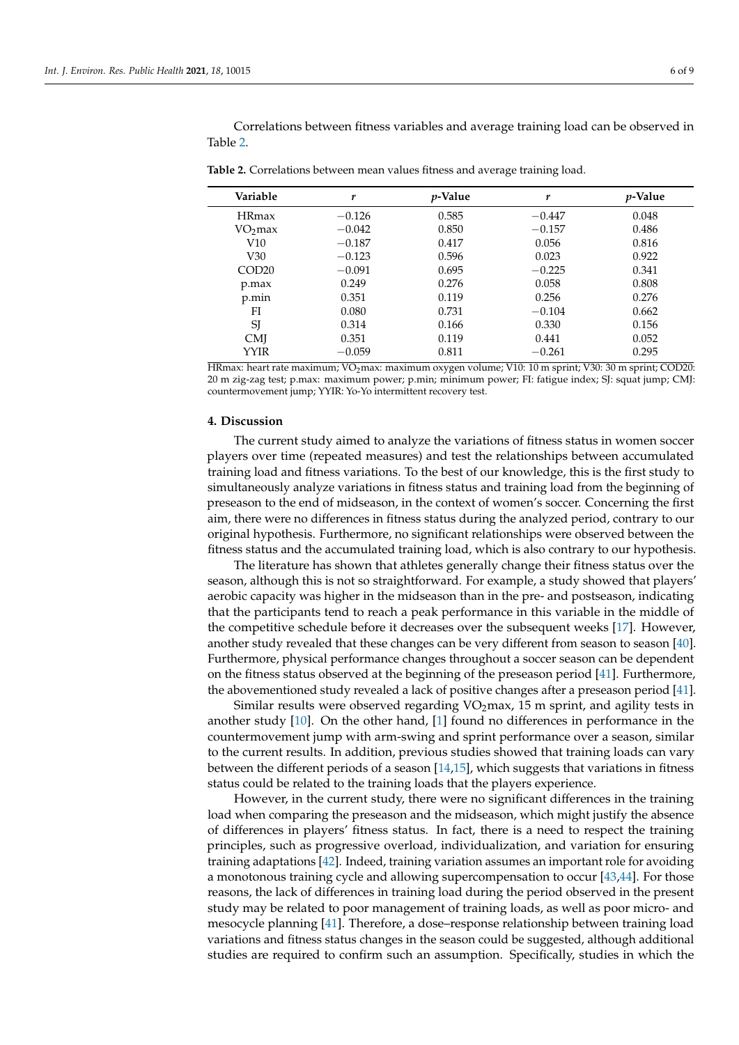Correlations between fitness variables and average training load can be observed in Table 2.

**Table 2.** Correlations between mean values fitness and average training load.

| Variable | *r* | *p*-Value | *r* | *p*-Value |
|---|---|---|---|---|
| HRmax | −0.126 | 0.585 | −0.447 | 0.048 |
| $VO_2$max | −0.042 | 0.850 | −0.157 | 0.486 |
| V10 | −0.187 | 0.417 | 0.056 | 0.816 |
| V30 | −0.123 | 0.596 | 0.023 | 0.922 |
| COD20 | −0.091 | 0.695 | −0.225 | 0.341 |
| p.max | 0.249 | 0.276 | 0.058 | 0.808 |
| p.min | 0.351 | 0.119 | 0.256 | 0.276 |
| FI | 0.080 | 0.731 | −0.104 | 0.662 |
| SJ | 0.314 | 0.166 | 0.330 | 0.156 |
| CMJ | 0.351 | 0.119 | 0.441 | 0.052 |
| YYIR | −0.059 | 0.811 | −0.261 | 0.295 |

HRmax: heart rate maximum; $VO_2$max: maximum oxygen volume; V10: 10 m sprint; V30: 30 m sprint; COD20: 20 m zig-zag test; p.max: maximum power; p.min; minimum power; FI: fatigue index; SJ: squat jump; CMJ: countermovement jump; YYIR: Yo-Yo intermittent recovery test.

## 4. Discussion

The current study aimed to analyze the variations of fitness status in women soccer players over time (repeated measures) and test the relationships between accumulated training load and fitness variations. To the best of our knowledge, this is the first study to simultaneously analyze variations in fitness status and training load from the beginning of preseason to the end of midseason, in the context of women's soccer. Concerning the first aim, there were no differences in fitness status during the analyzed period, contrary to our original hypothesis. Furthermore, no significant relationships were observed between the fitness status and the accumulated training load, which is also contrary to our hypothesis.

The literature has shown that athletes generally change their fitness status over the season, although this is not so straightforward. For example, a study showed that players' aerobic capacity was higher in the midseason than in the pre- and postseason, indicating that the participants tend to reach a peak performance in this variable in the middle of the competitive schedule before it decreases over the subsequent weeks [17]. However, another study revealed that these changes can be very different from season to season [40]. Furthermore, physical performance changes throughout a soccer season can be dependent on the fitness status observed at the beginning of the preseason period [41]. Furthermore, the abovementioned study revealed a lack of positive changes after a preseason period [41].

Similar results were observed regarding $VO_2$max, 15 m sprint, and agility tests in another study [10]. On the other hand, [1] found no differences in performance in the countermovement jump with arm-swing and sprint performance over a season, similar to the current results. In addition, previous studies showed that training loads can vary between the different periods of a season [14,15], which suggests that variations in fitness status could be related to the training loads that the players experience.

However, in the current study, there were no significant differences in the training load when comparing the preseason and the midseason, which might justify the absence of differences in players' fitness status. In fact, there is a need to respect the training principles, such as progressive overload, individualization, and variation for ensuring training adaptations [42]. Indeed, training variation assumes an important role for avoiding a monotonous training cycle and allowing supercompensation to occur [43,44]. For those reasons, the lack of differences in training load during the period observed in the present study may be related to poor management of training loads, as well as poor micro- and mesocycle planning [41]. Therefore, a dose–response relationship between training load variations and fitness status changes in the season could be suggested, although additional studies are required to confirm such an assumption. Specifically, studies in which the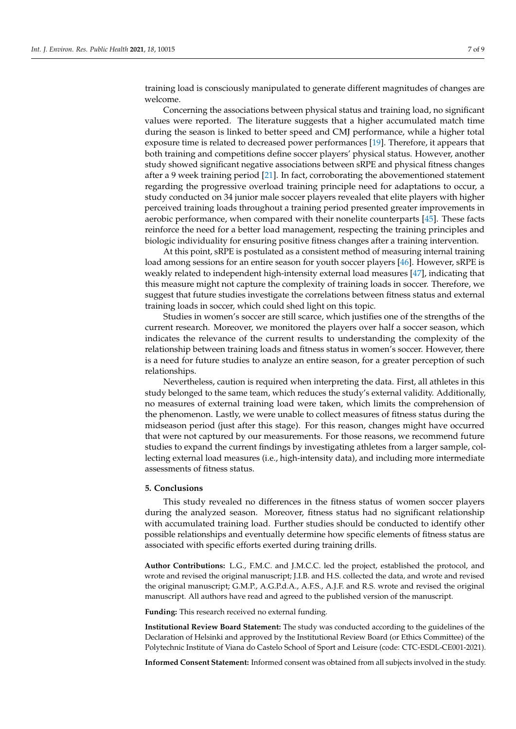training load is consciously manipulated to generate different magnitudes of changes are welcome.

Concerning the associations between physical status and training load, no significant values were reported. The literature suggests that a higher accumulated match time during the season is linked to better speed and CMJ performance, while a higher total exposure time is related to decreased power performances [19]. Therefore, it appears that both training and competitions define soccer players' physical status. However, another study showed significant negative associations between sRPE and physical fitness changes after a 9 week training period [21]. In fact, corroborating the abovementioned statement regarding the progressive overload training principle need for adaptations to occur, a study conducted on 34 junior male soccer players revealed that elite players with higher perceived training loads throughout a training period presented greater improvements in aerobic performance, when compared with their nonelite counterparts [45]. These facts reinforce the need for a better load management, respecting the training principles and biologic individuality for ensuring positive fitness changes after a training intervention.

At this point, sRPE is postulated as a consistent method of measuring internal training load among sessions for an entire season for youth soccer players [46]. However, sRPE is weakly related to independent high-intensity external load measures [47], indicating that this measure might not capture the complexity of training loads in soccer. Therefore, we suggest that future studies investigate the correlations between fitness status and external training loads in soccer, which could shed light on this topic.

Studies in women's soccer are still scarce, which justifies one of the strengths of the current research. Moreover, we monitored the players over half a soccer season, which indicates the relevance of the current results to understanding the complexity of the relationship between training loads and fitness status in women's soccer. However, there is a need for future studies to analyze an entire season, for a greater perception of such relationships.

Nevertheless, caution is required when interpreting the data. First, all athletes in this study belonged to the same team, which reduces the study's external validity. Additionally, no measures of external training load were taken, which limits the comprehension of the phenomenon. Lastly, we were unable to collect measures of fitness status during the midseason period (just after this stage). For this reason, changes might have occurred that were not captured by our measurements. For those reasons, we recommend future studies to expand the current findings by investigating athletes from a larger sample, collecting external load measures (i.e., high-intensity data), and including more intermediate assessments of fitness status.

## 5. Conclusions

This study revealed no differences in the fitness status of women soccer players during the analyzed season. Moreover, fitness status had no significant relationship with accumulated training load. Further studies should be conducted to identify other possible relationships and eventually determine how specific elements of fitness status are associated with specific efforts exerted during training drills.

**Author Contributions:** L.G., F.M.C. and J.M.C.C. led the project, established the protocol, and wrote and revised the original manuscript; J.I.B. and H.S. collected the data, and wrote and revised the original manuscript; G.M.P., A.G.P.d.A., A.F.S., A.J.F. and R.S. wrote and revised the original manuscript. All authors have read and agreed to the published version of the manuscript.

**Funding:** This research received no external funding.

**Institutional Review Board Statement:** The study was conducted according to the guidelines of the Declaration of Helsinki and approved by the Institutional Review Board (or Ethics Committee) of the Polytechnic Institute of Viana do Castelo School of Sport and Leisure (code: CTC-ESDL-CE001-2021).

**Informed Consent Statement:** Informed consent was obtained from all subjects involved in the study.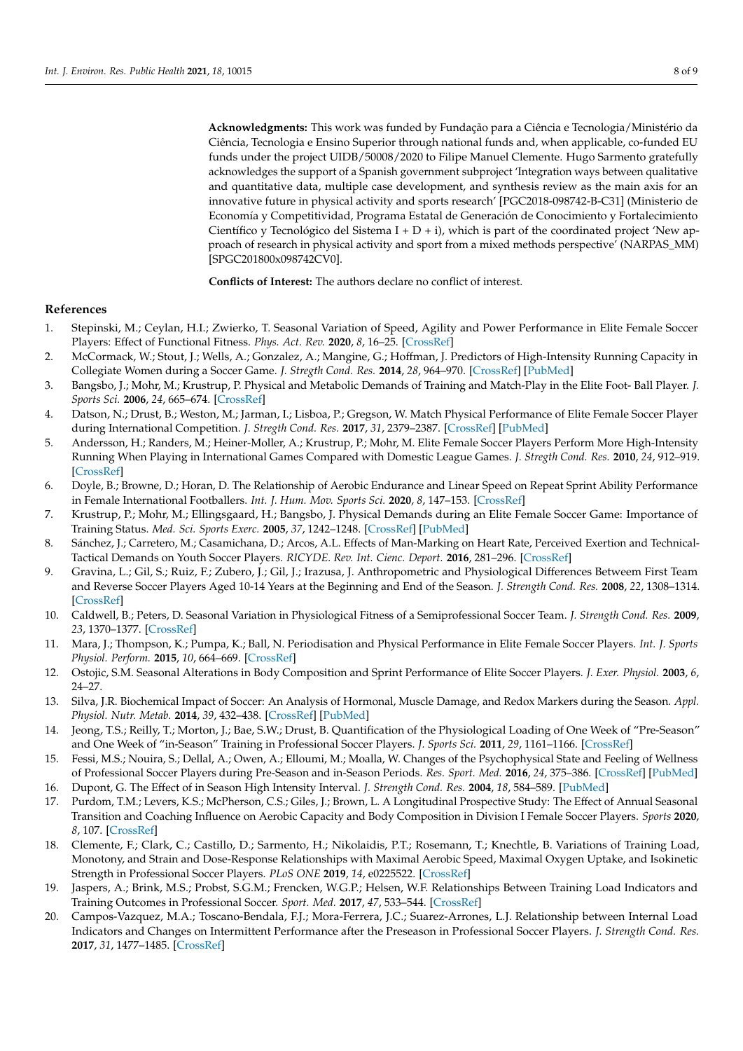**Acknowledgments:** This work was funded by Fundação para a Ciência e Tecnologia/Ministério da Ciência, Tecnologia e Ensino Superior through national funds and, when applicable, co-funded EU funds under the project UIDB/50008/2020 to Filipe Manuel Clemente. Hugo Sarmento gratefully acknowledges the support of a Spanish government subproject 'Integration ways between qualitative and quantitative data, multiple case development, and synthesis review as the main axis for an innovative future in physical activity and sports research' [PGC2018-098742-B-C31] (Ministerio de Economía y Competitividad, Programa Estatal de Generación de Conocimiento y Fortalecimiento Científico y Tecnológico del Sistema I + D + i), which is part of the coordinated project 'New approach of research in physical activity and sport from a mixed methods perspective' (NARPAS_MM) [SPGC201800x098742CV0].

**Conflicts of Interest:** The authors declare no conflict of interest.

## References

1. Stepinski, M.; Ceylan, H.I.; Zwierko, T. Seasonal Variation of Speed, Agility and Power Performance in Elite Female Soccer Players: Effect of Functional Fitness. *Phys. Act. Rev.* **2020**, *8*, 16–25. [CrossRef]
2. McCormack, W.; Stout, J.; Wells, A.; Gonzalez, A.; Mangine, G.; Hoffman, J. Predictors of High-Intensity Running Capacity in Collegiate Women during a Soccer Game. *J. Stregth Cond. Res.* **2014**, *28*, 964–970. [CrossRef] [PubMed]
3. Bangsbo, J.; Mohr, M.; Krustrup, P. Physical and Metabolic Demands of Training and Match-Play in the Elite Foot- Ball Player. *J. Sports Sci.* **2006**, *24*, 665–674. [CrossRef]
4. Datson, N.; Drust, B.; Weston, M.; Jarman, I.; Lisboa, P.; Gregson, W. Match Physical Performance of Elite Female Soccer Player during International Competition. *J. Stregth Cond. Res.* **2017**, *31*, 2379–2387. [CrossRef] [PubMed]
5. Andersson, H.; Randers, M.; Heiner-Moller, A.; Krustrup, P.; Mohr, M. Elite Female Soccer Players Perform More High-Intensity Running When Playing in International Games Compared with Domestic League Games. *J. Stregth Cond. Res.* **2010**, *24*, 912–919. [CrossRef]
6. Doyle, B.; Browne, D.; Horan, D. The Relationship of Aerobic Endurance and Linear Speed on Repeat Sprint Ability Performance in Female International Footballers. *Int. J. Hum. Mov. Sports Sci.* **2020**, *8*, 147–153. [CrossRef]
7. Krustrup, P.; Mohr, M.; Ellingsgaard, H.; Bangsbo, J. Physical Demands during an Elite Female Soccer Game: Importance of Training Status. *Med. Sci. Sports Exerc.* **2005**, *37*, 1242–1248. [CrossRef] [PubMed]
8. Sánchez, J.; Carretero, M.; Casamichana, D.; Arcos, A.L. Effects of Man-Marking on Heart Rate, Perceived Exertion and Technical-Tactical Demands on Youth Soccer Players. *RICYDE. Rev. Int. Cienc. Deport.* **2016**, 281–296. [CrossRef]
9. Gravina, L.; Gil, S.; Ruiz, F.; Zubero, J.; Gil, J.; Irazusa, J. Anthropometric and Physiological Differences Betweem First Team and Reverse Soccer Players Aged 10-14 Years at the Beginning and End of the Season. *J. Strength Cond. Res.* **2008**, *22*, 1308–1314. [CrossRef]
10. Caldwell, B.; Peters, D. Seasonal Variation in Physiological Fitness of a Semiprofessional Soccer Team. *J. Strength Cond. Res.* **2009**, *23*, 1370–1377. [CrossRef]
11. Mara, J.; Thompson, K.; Pumpa, K.; Ball, N. Periodisation and Physical Performance in Elite Female Soccer Players. *Int. J. Sports Physiol. Perform.* **2015**, *10*, 664–669. [CrossRef]
12. Ostojic, S.M. Seasonal Alterations in Body Composition and Sprint Performance of Elite Soccer Players. *J. Exer. Physiol.* **2003**, *6*, 24–27.
13. Silva, J.R. Biochemical Impact of Soccer: An Analysis of Hormonal, Muscle Damage, and Redox Markers during the Season. *Appl. Physiol. Nutr. Metab.* **2014**, *39*, 432–438. [CrossRef] [PubMed]
14. Jeong, T.S.; Reilly, T.; Morton, J.; Bae, S.W.; Drust, B. Quantification of the Physiological Loading of One Week of "Pre-Season" and One Week of "in-Season" Training in Professional Soccer Players. *J. Sports Sci.* **2011**, *29*, 1161–1166. [CrossRef]
15. Fessi, M.S.; Nouira, S.; Dellal, A.; Owen, A.; Elloumi, M.; Moalla, W. Changes of the Psychophysical State and Feeling of Wellness of Professional Soccer Players during Pre-Season and in-Season Periods. *Res. Sport. Med.* **2016**, *24*, 375–386. [CrossRef] [PubMed]
16. Dupont, G. The Effect of in Season High Intensity Interval. *J. Strength Cond. Res.* **2004**, *18*, 584–589. [PubMed]
17. Purdom, T.M.; Levers, K.S.; McPherson, C.S.; Giles, J.; Brown, L. A Longitudinal Prospective Study: The Effect of Annual Seasonal Transition and Coaching Influence on Aerobic Capacity and Body Composition in Division I Female Soccer Players. *Sports* **2020**, *8*, 107. [CrossRef]
18. Clemente, F.; Clark, C.; Castillo, D.; Sarmento, H.; Nikolaidis, P.T.; Rosemann, T.; Knechtle, B. Variations of Training Load, Monotony, and Strain and Dose-Response Relationships with Maximal Aerobic Speed, Maximal Oxygen Uptake, and Isokinetic Strength in Professional Soccer Players. *PLoS ONE* **2019**, *14*, e0225522. [CrossRef]
19. Jaspers, A.; Brink, M.S.; Probst, S.G.M.; Frencken, W.G.P.; Helsen, W.F. Relationships Between Training Load Indicators and Training Outcomes in Professional Soccer. *Sport. Med.* **2017**, *47*, 533–544. [CrossRef]
20. Campos-Vazquez, M.A.; Toscano-Bendala, F.J.; Mora-Ferrera, J.C.; Suarez-Arrones, L.J. Relationship between Internal Load Indicators and Changes on Intermittent Performance after the Preseason in Professional Soccer Players. *J. Strength Cond. Res.* **2017**, *31*, 1477–1485. [CrossRef]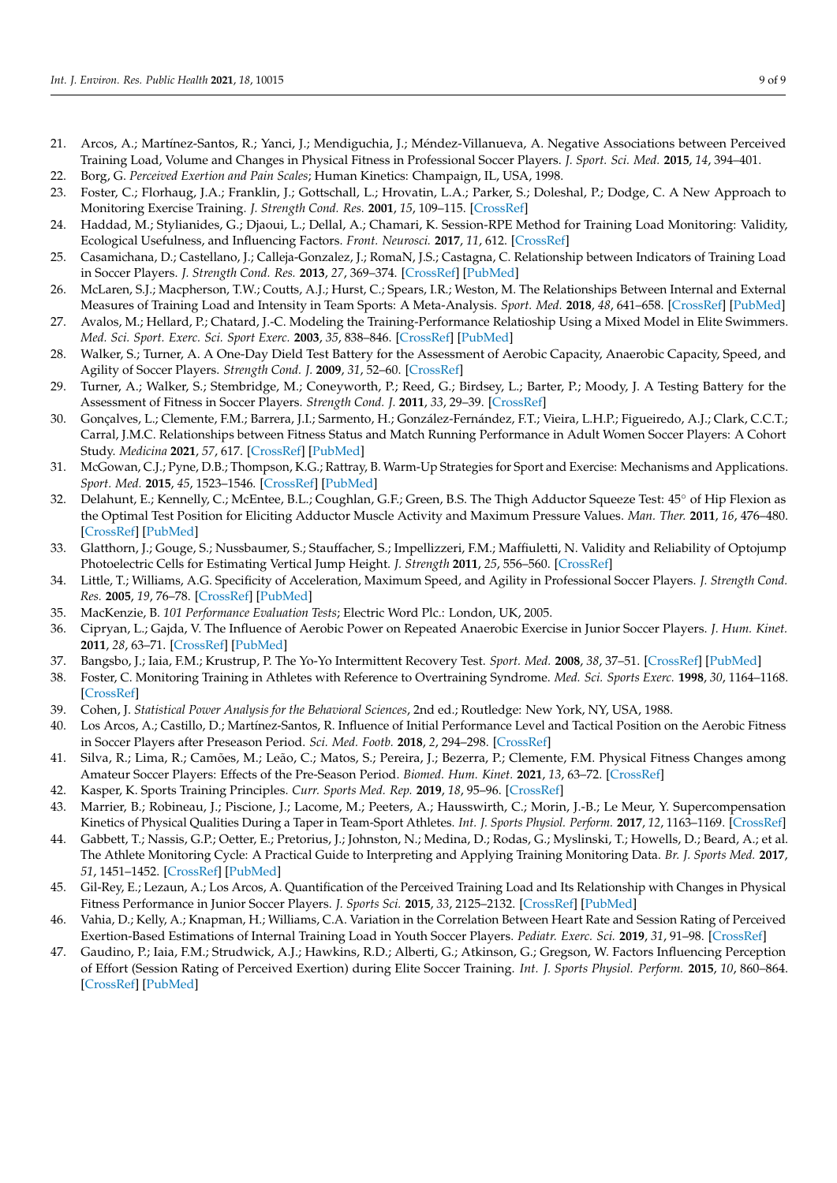21. Arcos, A.; Martínez-Santos, R.; Yanci, J.; Mendiguchia, J.; Méndez-Villanueva, A. Negative Associations between Perceived Training Load, Volume and Changes in Physical Fitness in Professional Soccer Players. *J. Sport. Sci. Med.* **2015**, *14*, 394–401.
22. Borg, G. *Perceived Exertion and Pain Scales*; Human Kinetics: Champaign, IL, USA, 1998.
23. Foster, C.; Florhaug, J.A.; Franklin, J.; Gottschall, L.; Hrovatin, L.A.; Parker, S.; Doleshal, P.; Dodge, C. A New Approach to Monitoring Exercise Training. *J. Strength Cond. Res.* **2001**, *15*, 109–115. [CrossRef]
24. Haddad, M.; Stylianides, G.; Djaoui, L.; Dellal, A.; Chamari, K. Session-RPE Method for Training Load Monitoring: Validity, Ecological Usefulness, and Influencing Factors. *Front. Neurosci.* **2017**, *11*, 612. [CrossRef]
25. Casamichana, D.; Castellano, J.; Calleja-Gonzalez, J.; RomaN, J.S.; Castagna, C. Relationship between Indicators of Training Load in Soccer Players. *J. Strength Cond. Res.* **2013**, *27*, 369–374. [CrossRef] [PubMed]
26. McLaren, S.J.; Macpherson, T.W.; Coutts, A.J.; Hurst, C.; Spears, I.R.; Weston, M. The Relationships Between Internal and External Measures of Training Load and Intensity in Team Sports: A Meta-Analysis. *Sport. Med.* **2018**, *48*, 641–658. [CrossRef] [PubMed]
27. Avalos, M.; Hellard, P.; Chatard, J.-C. Modeling the Training-Performance Relatioship Using a Mixed Model in Elite Swimmers. *Med. Sci. Sport. Exerc. Sci. Sport Exerc.* **2003**, *35*, 838–846. [CrossRef] [PubMed]
28. Walker, S.; Turner, A. A One-Day Dield Test Battery for the Assessment of Aerobic Capacity, Anaerobic Capacity, Speed, and Agility of Soccer Players. *Strength Cond. J.* **2009**, *31*, 52–60. [CrossRef]
29. Turner, A.; Walker, S.; Stembridge, M.; Coneyworth, P.; Reed, G.; Birdsey, L.; Barter, P.; Moody, J. A Testing Battery for the Assessment of Fitness in Soccer Players. *Strength Cond. J.* **2011**, *33*, 29–39. [CrossRef]
30. Gonçalves, L.; Clemente, F.M.; Barrera, J.I.; Sarmento, H.; González-Fernández, F.T.; Vieira, L.H.P.; Figueiredo, A.J.; Clark, C.C.T.; Carral, J.M.C. Relationships between Fitness Status and Match Running Performance in Adult Women Soccer Players: A Cohort Study. *Medicina* **2021**, *57*, 617. [CrossRef] [PubMed]
31. McGowan, C.J.; Pyne, D.B.; Thompson, K.G.; Rattray, B. Warm-Up Strategies for Sport and Exercise: Mechanisms and Applications. *Sport. Med.* **2015**, *45*, 1523–1546. [CrossRef] [PubMed]
32. Delahunt, E.; Kennelly, C.; McEntee, B.L.; Coughlan, G.F.; Green, B.S. The Thigh Adductor Squeeze Test: 45° of Hip Flexion as the Optimal Test Position for Eliciting Adductor Muscle Activity and Maximum Pressure Values. *Man. Ther.* **2011**, *16*, 476–480. [CrossRef] [PubMed]
33. Glatthorn, J.; Gouge, S.; Nussbaumer, S.; Stauffacher, S.; Impellizzeri, F.M.; Maffiuletti, N. Validity and Reliability of Optojump Photoelectric Cells for Estimating Vertical Jump Height. *J. Strength* **2011**, *25*, 556–560. [CrossRef]
34. Little, T.; Williams, A.G. Specificity of Acceleration, Maximum Speed, and Agility in Professional Soccer Players. *J. Strength Cond. Res.* **2005**, *19*, 76–78. [CrossRef] [PubMed]
35. MacKenzie, B. *101 Performance Evaluation Tests*; Electric Word Plc.: London, UK, 2005.
36. Cipryan, L.; Gajda, V. The Influence of Aerobic Power on Repeated Anaerobic Exercise in Junior Soccer Players. *J. Hum. Kinet.* **2011**, *28*, 63–71. [CrossRef] [PubMed]
37. Bangsbo, J.; Iaia, F.M.; Krustrup, P. The Yo-Yo Intermittent Recovery Test. *Sport. Med.* **2008**, *38*, 37–51. [CrossRef] [PubMed]
38. Foster, C. Monitoring Training in Athletes with Reference to Overtraining Syndrome. *Med. Sci. Sports Exerc.* **1998**, *30*, 1164–1168. [CrossRef]
39. Cohen, J. *Statistical Power Analysis for the Behavioral Sciences*, 2nd ed.; Routledge: New York, NY, USA, 1988.
40. Los Arcos, A.; Castillo, D.; Martínez-Santos, R. Influence of Initial Performance Level and Tactical Position on the Aerobic Fitness in Soccer Players after Preseason Period. *Sci. Med. Footb.* **2018**, *2*, 294–298. [CrossRef]
41. Silva, R.; Lima, R.; Camões, M.; Leão, C.; Matos, S.; Pereira, J.; Bezerra, P.; Clemente, F.M. Physical Fitness Changes among Amateur Soccer Players: Effects of the Pre-Season Period. *Biomed. Hum. Kinet.* **2021**, *13*, 63–72. [CrossRef]
42. Kasper, K. Sports Training Principles. *Curr. Sports Med. Rep.* **2019**, *18*, 95–96. [CrossRef]
43. Marrier, B.; Robineau, J.; Piscione, J.; Lacome, M.; Peeters, A.; Hausswirth, C.; Morin, J.-B.; Le Meur, Y. Supercompensation Kinetics of Physical Qualities During a Taper in Team-Sport Athletes. *Int. J. Sports Physiol. Perform.* **2017**, *12*, 1163–1169. [CrossRef]
44. Gabbett, T.; Nassis, G.P.; Oetter, E.; Pretorius, J.; Johnston, N.; Medina, D.; Rodas, G.; Myslinski, T.; Howells, D.; Beard, A.; et al. The Athlete Monitoring Cycle: A Practical Guide to Interpreting and Applying Training Monitoring Data. *Br. J. Sports Med.* **2017**, *51*, 1451–1452. [CrossRef] [PubMed]
45. Gil-Rey, E.; Lezaun, A.; Los Arcos, A. Quantification of the Perceived Training Load and Its Relationship with Changes in Physical Fitness Performance in Junior Soccer Players. *J. Sports Sci.* **2015**, *33*, 2125–2132. [CrossRef] [PubMed]
46. Vahia, D.; Kelly, A.; Knapman, H.; Williams, C.A. Variation in the Correlation Between Heart Rate and Session Rating of Perceived Exertion-Based Estimations of Internal Training Load in Youth Soccer Players. *Pediatr. Exerc. Sci.* **2019**, *31*, 91–98. [CrossRef]
47. Gaudino, P.; Iaia, F.M.; Strudwick, A.J.; Hawkins, R.D.; Alberti, G.; Atkinson, G.; Gregson, W. Factors Influencing Perception of Effort (Session Rating of Perceived Exertion) during Elite Soccer Training. *Int. J. Sports Physiol. Perform.* **2015**, *10*, 860–864. [CrossRef] [PubMed]